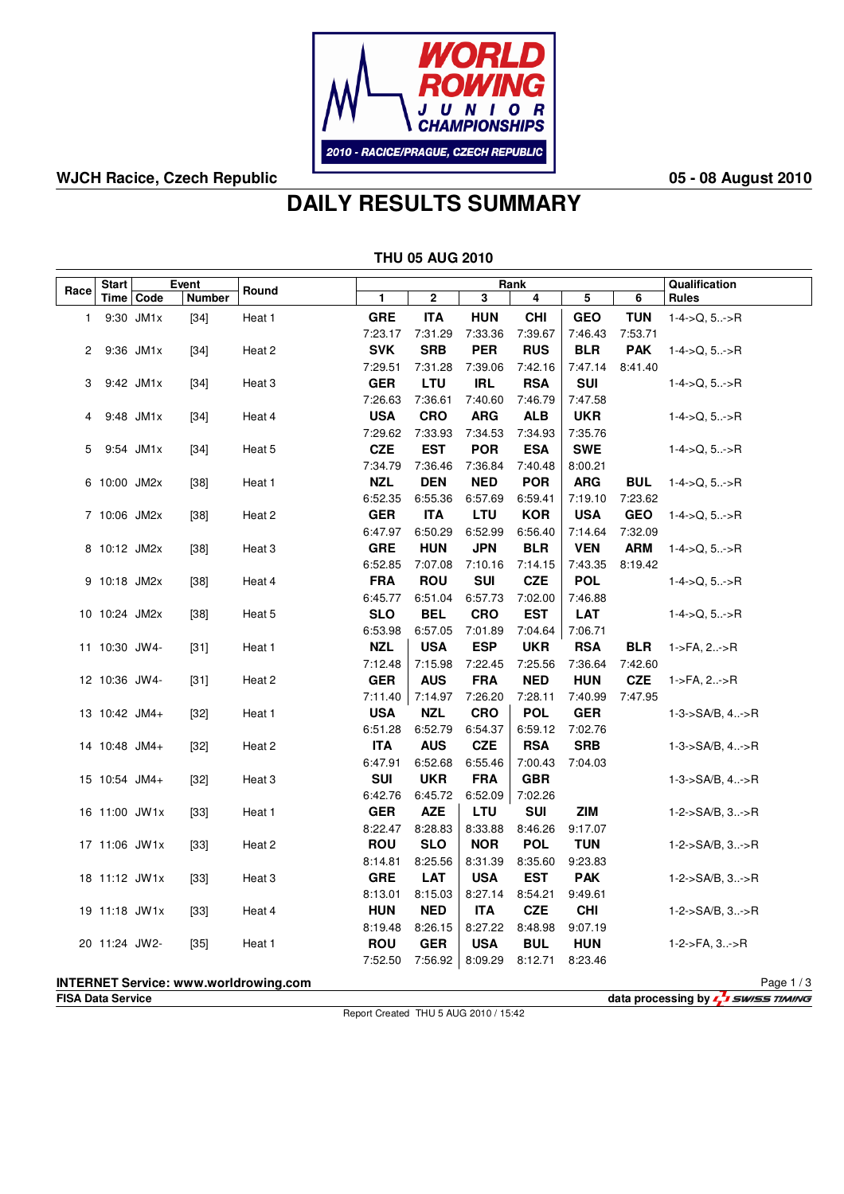WJCH Racice, Czech Republic

05 - 08 August 2010

# DAILY RESULTS SUMMARY

## THU 05 AUG 2010

| Race | Start Time | Event Code | Event Number | Round | 1 | 2 | 3 | 4 | 5 | 6 | Qualification Rules |
|---|---|---|---|---|---|---|---|---|---|---|---|
| 1 | 9:30 | JM1x | [34] | Heat 1 | **GRE** 7:23.17 | **ITA** 7:31.29 | **HUN** 7:33.36 | **CHI** 7:39.67 | **GEO** 7:46.43 | **TUN** 7:53.71 | 1-4->Q, 5..->R |
| 2 | 9:36 | JM1x | [34] | Heat 2 | **SVK** 7:29.51 | **SRB** 7:31.28 | **PER** 7:39.06 | **RUS** 7:42.16 | **BLR** 7:47.14 | **PAK** 8:41.40 | 1-4->Q, 5..->R |
| 3 | 9:42 | JM1x | [34] | Heat 3 | **GER** 7:26.63 | **LTU** 7:36.61 | **IRL** 7:40.60 | **RSA** 7:46.79 | **SUI** 7:47.58 | | 1-4->Q, 5..->R |
| 4 | 9:48 | JM1x | [34] | Heat 4 | **USA** 7:29.62 | **CRO** 7:33.93 | **ARG** 7:34.53 | **ALB** 7:34.93 | **UKR** 7:35.76 | | 1-4->Q, 5..->R |
| 5 | 9:54 | JM1x | [34] | Heat 5 | **CZE** 7:34.79 | **EST** 7:36.46 | **POR** 7:36.84 | **ESA** 7:40.48 | **SWE** 8:00.21 | | 1-4->Q, 5..->R |
| 6 | 10:00 | JM2x | [38] | Heat 1 | **NZL** 6:52.35 | **DEN** 6:55.36 | **NED** 6:57.69 | **POR** 6:59.41 | **ARG** 7:19.10 | **BUL** 7:23.62 | 1-4->Q, 5..->R |
| 7 | 10:06 | JM2x | [38] | Heat 2 | **GER** 6:47.97 | **ITA** 6:50.29 | **LTU** 6:52.99 | **KOR** 6:56.40 | **USA** 7:14.64 | **GEO** 7:32.09 | 1-4->Q, 5..->R |
| 8 | 10:12 | JM2x | [38] | Heat 3 | **GRE** 6:52.85 | **HUN** 7:07.08 | **JPN** 7:10.16 | **BLR** 7:14.15 | **VEN** 7:43.35 | **ARM** 8:19.42 | 1-4->Q, 5..->R |
| 9 | 10:18 | JM2x | [38] | Heat 4 | **FRA** 6:45.77 | **ROU** 6:51.04 | **SUI** 6:57.73 | **CZE** 7:02.00 | **POL** 7:46.88 | | 1-4->Q, 5..->R |
| 10 | 10:24 | JM2x | [38] | Heat 5 | **SLO** 6:53.98 | **BEL** 6:57.05 | **CRO** 7:01.89 | **EST** 7:04.64 | **LAT** 7:06.71 | | 1-4->Q, 5..->R |
| 11 | 10:30 | JW4- | [31] | Heat 1 | **NZL** 7:12.48 | **USA** 7:15.98 | **ESP** 7:22.45 | **UKR** 7:25.56 | **RSA** 7:36.64 | **BLR** 7:42.60 | 1->FA, 2..->R |
| 12 | 10:36 | JW4- | [31] | Heat 2 | **GER** 7:11.40 | **AUS** 7:14.97 | **FRA** 7:26.20 | **NED** 7:28.11 | **HUN** 7:40.99 | **CZE** 7:47.95 | 1->FA, 2..->R |
| 13 | 10:42 | JM4+ | [32] | Heat 1 | **USA** 6:51.28 | **NZL** 6:52.79 | **CRO** 6:54.37 | **POL** 6:59.12 | **GER** 7:02.76 | | 1-3->SA/B, 4..->R |
| 14 | 10:48 | JM4+ | [32] | Heat 2 | **ITA** 6:47.91 | **AUS** 6:52.68 | **CZE** 6:55.46 | **RSA** 7:00.43 | **SRB** 7:04.03 | | 1-3->SA/B, 4..->R |
| 15 | 10:54 | JM4+ | [32] | Heat 3 | **SUI** 6:42.76 | **UKR** 6:45.72 | **FRA** 6:52.09 | **GBR** 7:02.26 | | | 1-3->SA/B, 4..->R |
| 16 | 11:00 | JW1x | [33] | Heat 1 | **GER** 8:22.47 | **AZE** 8:28.83 | **LTU** 8:33.88 | **SUI** 8:46.26 | **ZIM** 9:17.07 | | 1-2->SA/B, 3..->R |
| 17 | 11:06 | JW1x | [33] | Heat 2 | **ROU** 8:14.81 | **SLO** 8:25.56 | **NOR** 8:31.39 | **POL** 8:35.60 | **TUN** 9:23.83 | | 1-2->SA/B, 3..->R |
| 18 | 11:12 | JW1x | [33] | Heat 3 | **GRE** 8:13.01 | **LAT** 8:15.03 | **USA** 8:27.14 | **EST** 8:54.21 | **PAK** 9:49.61 | | 1-2->SA/B, 3..->R |
| 19 | 11:18 | JW1x | [33] | Heat 4 | **HUN** 8:19.48 | **NED** 8:26.15 | **ITA** 8:27.22 | **CZE** 8:48.98 | **CHI** 9:07.19 | | 1-2->SA/B, 3..->R |
| 20 | 11:24 | JW2- | [35] | Heat 1 | **ROU** 7:52.50 | **GER** 7:56.92 | **USA** 8:09.29 | **BUL** 8:12.71 | **HUN** 8:23.46 | | 1-2->FA, 3..->R |

**INTERNET Service: www.worldrowing.com**

**FISA Data Service**

**data processing by SWISS TIMING**

Report Created THU 5 AUG 2010 / 15:42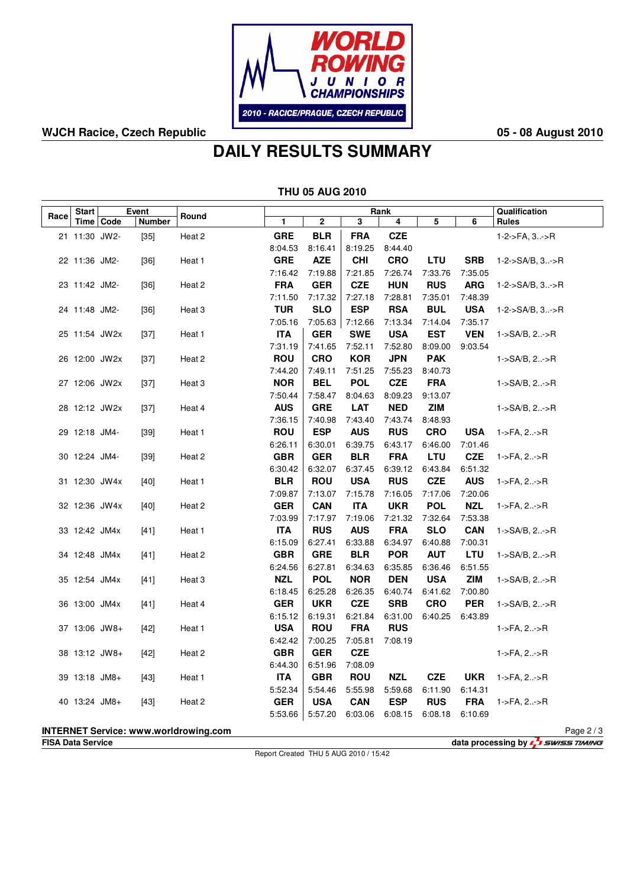**WJCH Racice, Czech Republic** — **05 - 08 August 2010**

# DAILY RESULTS SUMMARY

## THU 05 AUG 2010

| Race | Start Time | Event Code | Event Number | Round | Rank 1 | Rank 2 | Rank 3 | Rank 4 | Rank 5 | Rank 6 | Qualification Rules |
|---|---|---|---|---|---|---|---|---|---|---|---|
| 21 | 11:30 | JW2- | [35] | Heat 2 | **GRE** 8:04.53 | **BLR** 8:16.41 | **FRA** 8:19.25 | **CZE** 8:44.40 | | | 1-2->FA, 3..->R |
| 22 | 11:36 | JM2- | [36] | Heat 1 | **GRE** 7:16.42 | **AZE** 7:19.88 | **CHI** 7:21.85 | **CRO** 7:26.74 | **LTU** 7:33.76 | **SRB** 7:35.05 | 1-2->SA/B, 3..->R |
| 23 | 11:42 | JM2- | [36] | Heat 2 | **FRA** 7:11.50 | **GER** 7:17.32 | **CZE** 7:27.18 | **HUN** 7:28.81 | **RUS** 7:35.01 | **ARG** 7:48.39 | 1-2->SA/B, 3..->R |
| 24 | 11:48 | JM2- | [36] | Heat 3 | **TUR** 7:05.16 | **SLO** 7:05.63 | **ESP** 7:12.66 | **RSA** 7:13.34 | **BUL** 7:14.04 | **USA** 7:35.17 | 1-2->SA/B, 3..->R |
| 25 | 11:54 | JW2x | [37] | Heat 1 | **ITA** 7:31.19 | **GER** 7:41.65 | **SWE** 7:52.11 | **USA** 7:52.80 | **EST** 8:09.00 | **VEN** 9:03.54 | 1->SA/B, 2..->R |
| 26 | 12:00 | JW2x | [37] | Heat 2 | **ROU** 7:44.20 | **CRO** 7:49.11 | **KOR** 7:51.25 | **JPN** 7:55.23 | **PAK** 8:40.73 | | 1->SA/B, 2..->R |
| 27 | 12:06 | JW2x | [37] | Heat 3 | **NOR** 7:50.44 | **BEL** 7:58.47 | **POL** 8:04.63 | **CZE** 8:09.23 | **FRA** 9:13.07 | | 1->SA/B, 2..->R |
| 28 | 12:12 | JW2x | [37] | Heat 4 | **AUS** 7:36.15 | **GRE** 7:40.98 | **LAT** 7:43.40 | **NED** 7:43.74 | **ZIM** 8:48.93 | | 1->SA/B, 2..->R |
| 29 | 12:18 | JM4- | [39] | Heat 1 | **ROU** 6:26.11 | **ESP** 6:30.01 | **AUS** 6:39.75 | **RUS** 6:43.17 | **CRO** 6:46.00 | **USA** 7:01.46 | 1->FA, 2..->R |
| 30 | 12:24 | JM4- | [39] | Heat 2 | **GBR** 6:30.42 | **GER** 6:32.07 | **BLR** 6:37.45 | **FRA** 6:39.12 | **LTU** 6:43.84 | **CZE** 6:51.32 | 1->FA, 2..->R |
| 31 | 12:30 | JW4x | [40] | Heat 1 | **BLR** 7:09.87 | **ROU** 7:13.07 | **USA** 7:15.78 | **RUS** 7:16.05 | **CZE** 7:17.06 | **AUS** 7:20.06 | 1->FA, 2..->R |
| 32 | 12:36 | JW4x | [40] | Heat 2 | **GER** 7:03.99 | **CAN** 7:17.97 | **ITA** 7:19.06 | **UKR** 7:21.32 | **POL** 7:32.64 | **NZL** 7:53.38 | 1->FA, 2..->R |
| 33 | 12:42 | JM4x | [41] | Heat 1 | **ITA** 6:15.09 | **RUS** 6:27.41 | **AUS** 6:33.88 | **FRA** 6:34.97 | **SLO** 6:40.88 | **CAN** 7:00.31 | 1->SA/B, 2..->R |
| 34 | 12:48 | JM4x | [41] | Heat 2 | **GBR** 6:24.56 | **GRE** 6:27.81 | **BLR** 6:34.63 | **POR** 6:35.85 | **AUT** 6:36.46 | **LTU** 6:51.55 | 1->SA/B, 2..->R |
| 35 | 12:54 | JM4x | [41] | Heat 3 | **NZL** 6:18.45 | **POL** 6:25.28 | **NOR** 6:26.35 | **DEN** 6:40.74 | **USA** 6:41.62 | **ZIM** 7:00.80 | 1->SA/B, 2..->R |
| 36 | 13:00 | JM4x | [41] | Heat 4 | **GER** 6:15.12 | **UKR** 6:19.31 | **CZE** 6:21.84 | **SRB** 6:31.00 | **CRO** 6:40.25 | **PER** 6:43.89 | 1->SA/B, 2..->R |
| 37 | 13:06 | JW8+ | [42] | Heat 1 | **USA** 6:42.42 | **ROU** 7:00.25 | **FRA** 7:05.81 | **RUS** 7:08.19 | | | 1->FA, 2..->R |
| 38 | 13:12 | JW8+ | [42] | Heat 2 | **GBR** 6:44.30 | **GER** 6:51.96 | **CZE** 7:08.09 | | | | 1->FA, 2..->R |
| 39 | 13:18 | JM8+ | [43] | Heat 1 | **ITA** 5:52.34 | **GBR** 5:54.46 | **ROU** 5:55.98 | **NZL** 5:59.68 | **CZE** 6:11.90 | **UKR** 6:14.31 | 1->FA, 2..->R |
| 40 | 13:24 | JM8+ | [43] | Heat 2 | **GER** 5:53.66 | **USA** 5:57.20 | **CAN** 6:03.06 | **ESP** 6:08.15 | **RUS** 6:08.18 | **FRA** 6:10.69 | 1->FA, 2..->R |

**INTERNET Service: www.worldrowing.com**

**FISA Data Service** — **data processing by SWISS TIMING**

Report Created THU 5 AUG 2010 / 15:42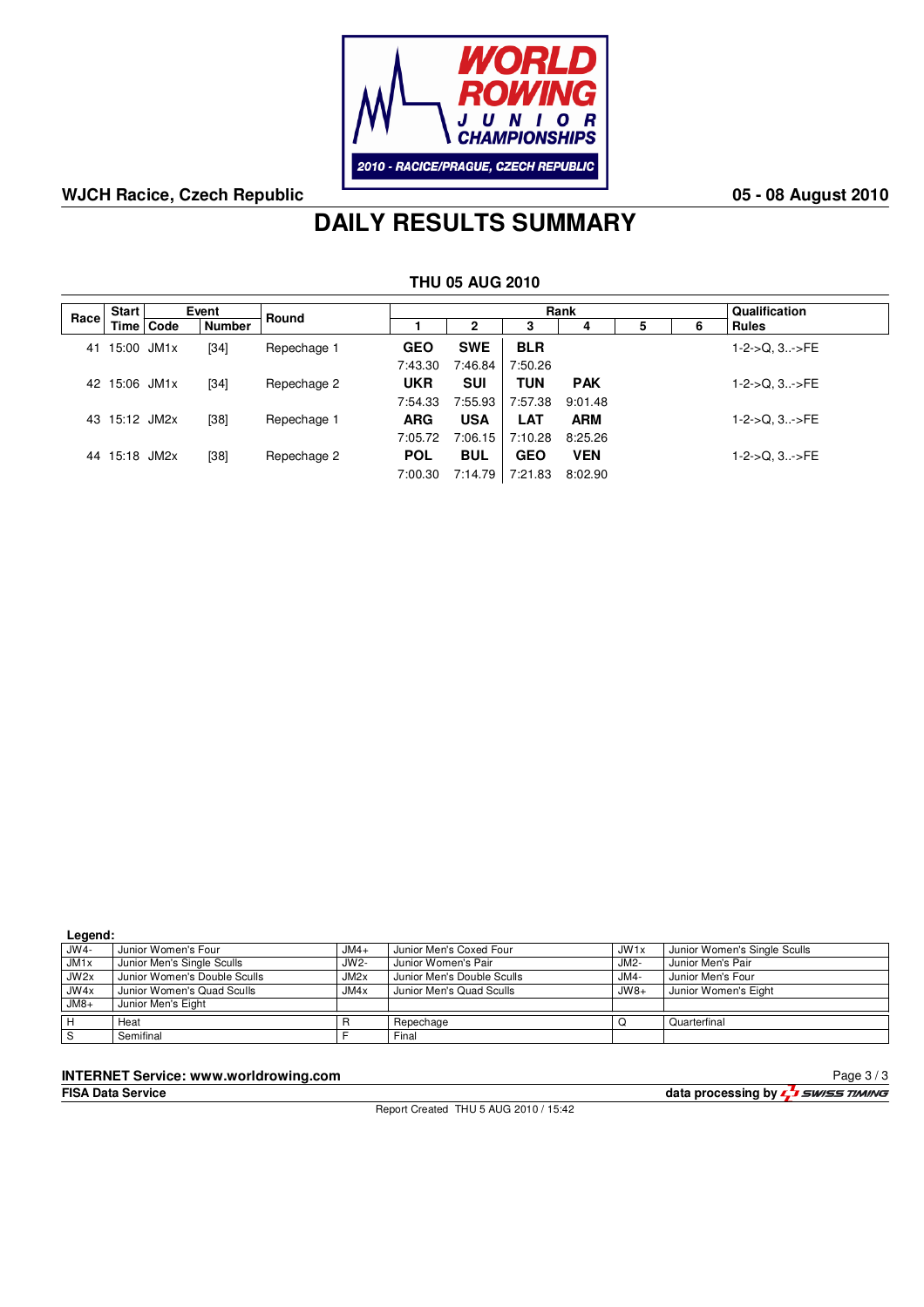WJCH Racice, Czech Republic

05 - 08 August 2010

# DAILY RESULTS SUMMARY

## THU 05 AUG 2010

| Race | Start Time | Event Code | Event Number | Round | Rank 1 | Rank 2 | Rank 3 | Rank 4 | Rank 5 | Rank 6 | Qualification Rules |
|---|---|---|---|---|---|---|---|---|---|---|---|
| 41 | 15:00 | JM1x | [34] | Repechage 1 | **GEO** 7:43.30 | **SWE** 7:46.84 | **BLR** 7:50.26 | | | | 1-2->Q, 3..->FE |
| 42 | 15:06 | JM1x | [34] | Repechage 2 | **UKR** 7:54.33 | **SUI** 7:55.93 | **TUN** 7:57.38 | **PAK** 9:01.48 | | | 1-2->Q, 3..->FE |
| 43 | 15:12 | JM2x | [38] | Repechage 1 | **ARG** 7:05.72 | **USA** 7:06.15 | **LAT** 7:10.28 | **ARM** 8:25.26 | | | 1-2->Q, 3..->FE |
| 44 | 15:18 | JM2x | [38] | Repechage 2 | **POL** 7:00.30 | **BUL** 7:14.79 | **GEO** 7:21.83 | **VEN** 8:02.90 | | | 1-2->Q, 3..->FE |

**Legend:**

| | | | | | |
|---|---|---|---|---|---|
| JW4- | Junior Women's Four | JM4+ | Junior Men's Coxed Four | JW1x | Junior Women's Single Sculls |
| JM1x | Junior Men's Single Sculls | JW2- | Junior Women's Pair | JM2- | Junior Men's Pair |
| JW2x | Junior Women's Double Sculls | JM2x | Junior Men's Double Sculls | JM4- | Junior Men's Four |
| JW4x | Junior Women's Quad Sculls | JM4x | Junior Men's Quad Sculls | JW8+ | Junior Women's Eight |
| JM8+ | Junior Men's Eight | | | | |
| H | Heat | R | Repechage | Q | Quarterfinal |
| S | Semifinal | F | Final | | |

**INTERNET Service: www.worldrowing.com**

**FISA Data Service**

**data processing by SWISS TIMING**

Report Created THU 5 AUG 2010 / 15:42